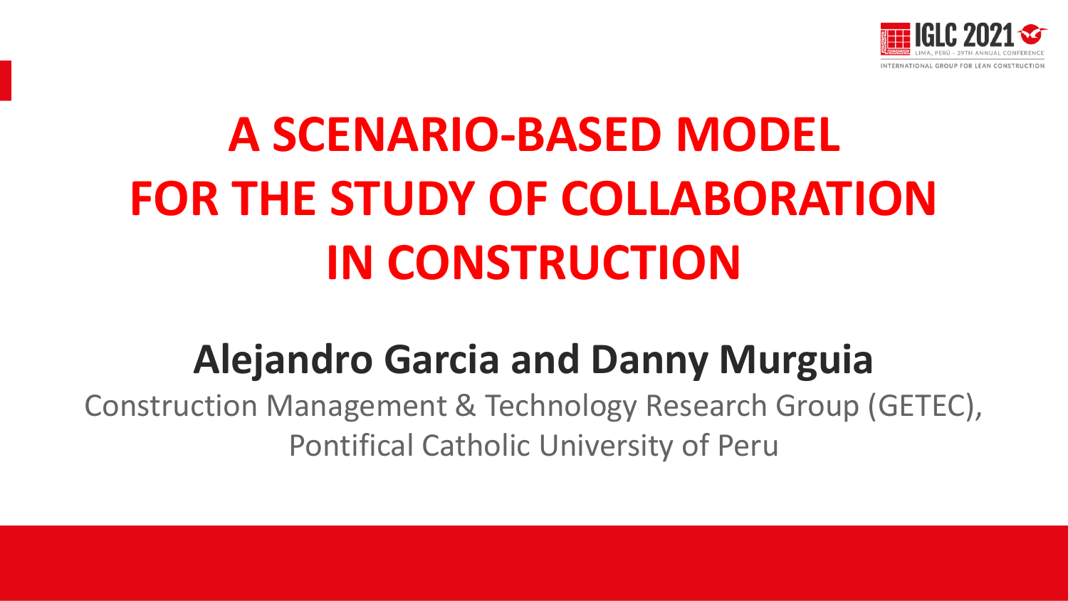# A SCENARIO-BASED MODEL FOR THE STUDY OF COLLABORATION IN CONSTRUCTION

## Alejandro Garcia and Danny Murguia

Construction Management & Technology Research Group (GETEC), Pontifical Catholic University of Peru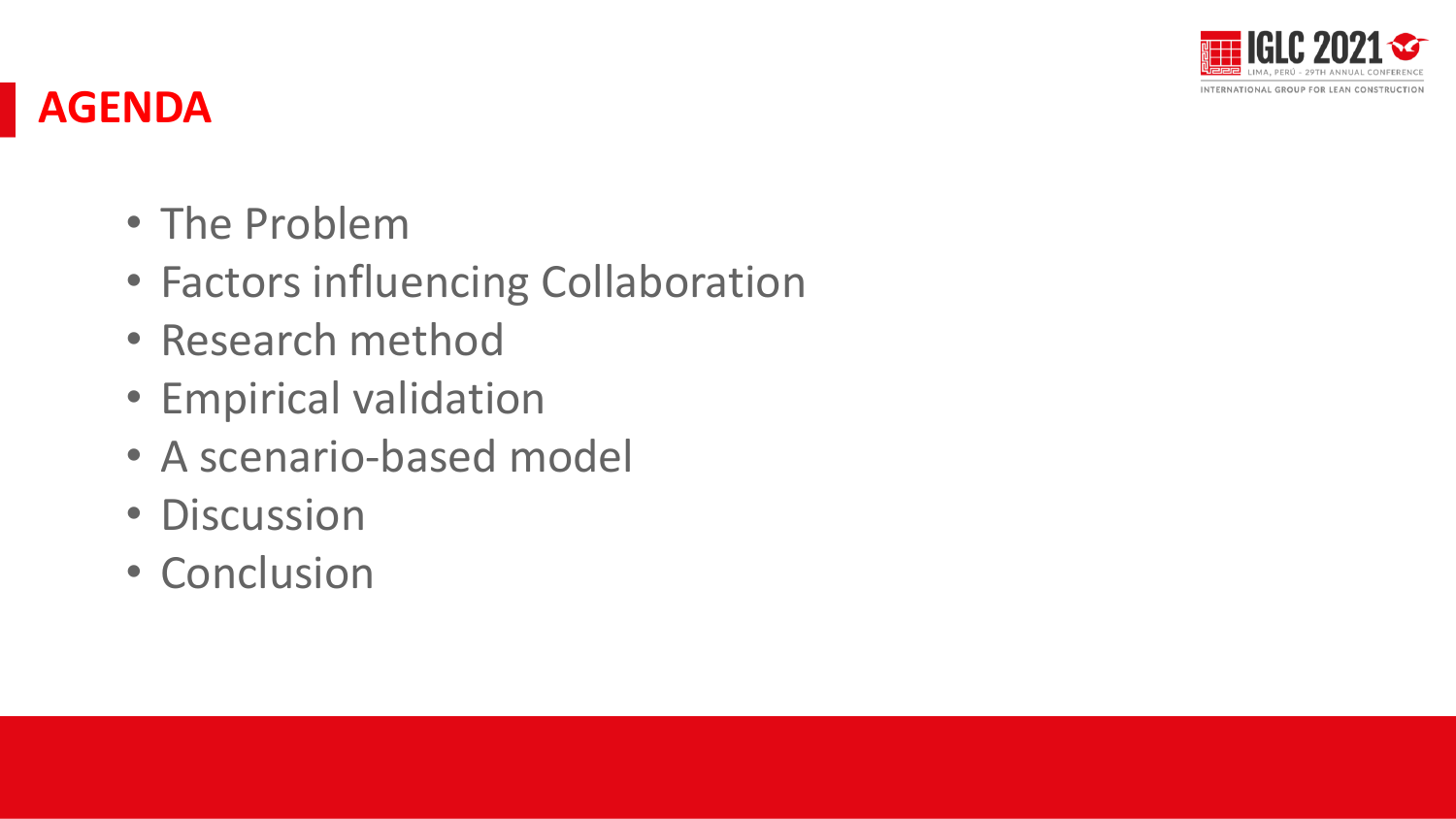## AGENDA

- The Problem
- Factors influencing Collaboration
- Research method
- Empirical validation
- A scenario-based model
- Discussion
- Conclusion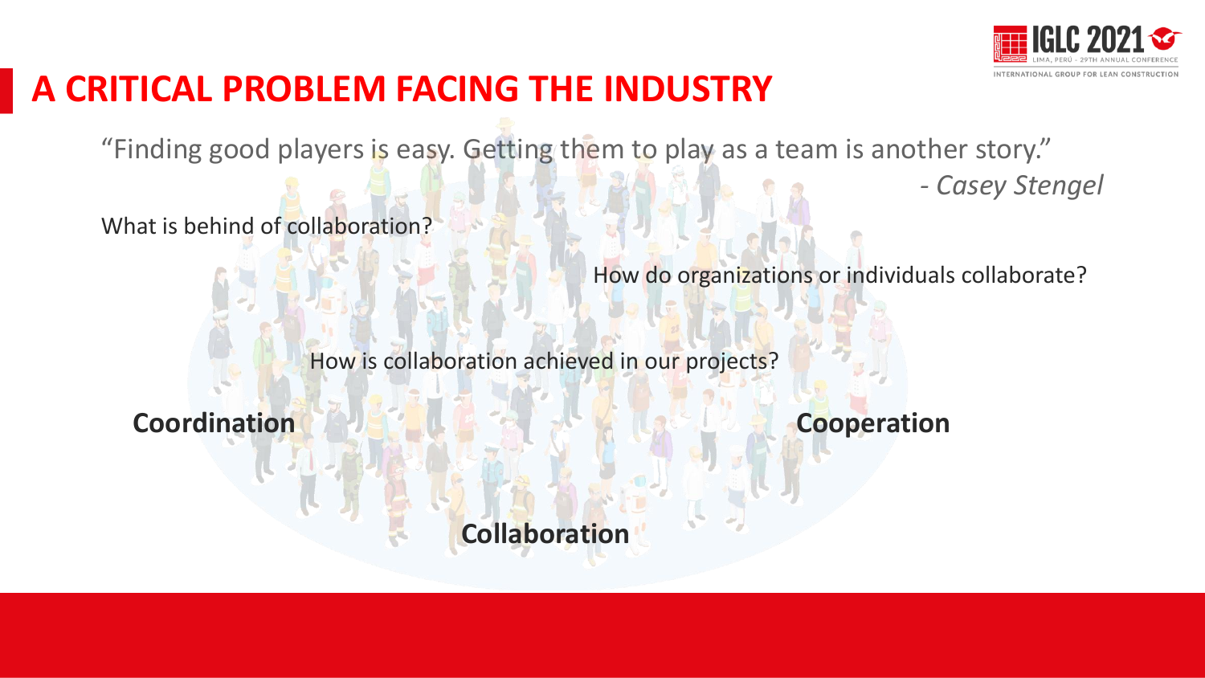# A CRITICAL PROBLEM FACING THE INDUSTRY

"Finding good players is easy. Getting them to play as a team is another story."

*- Casey Stengel*

What is behind of collaboration?

How do organizations or individuals collaborate?

How is collaboration achieved in our projects?

**Coordination**

**Cooperation**

**Collaboration**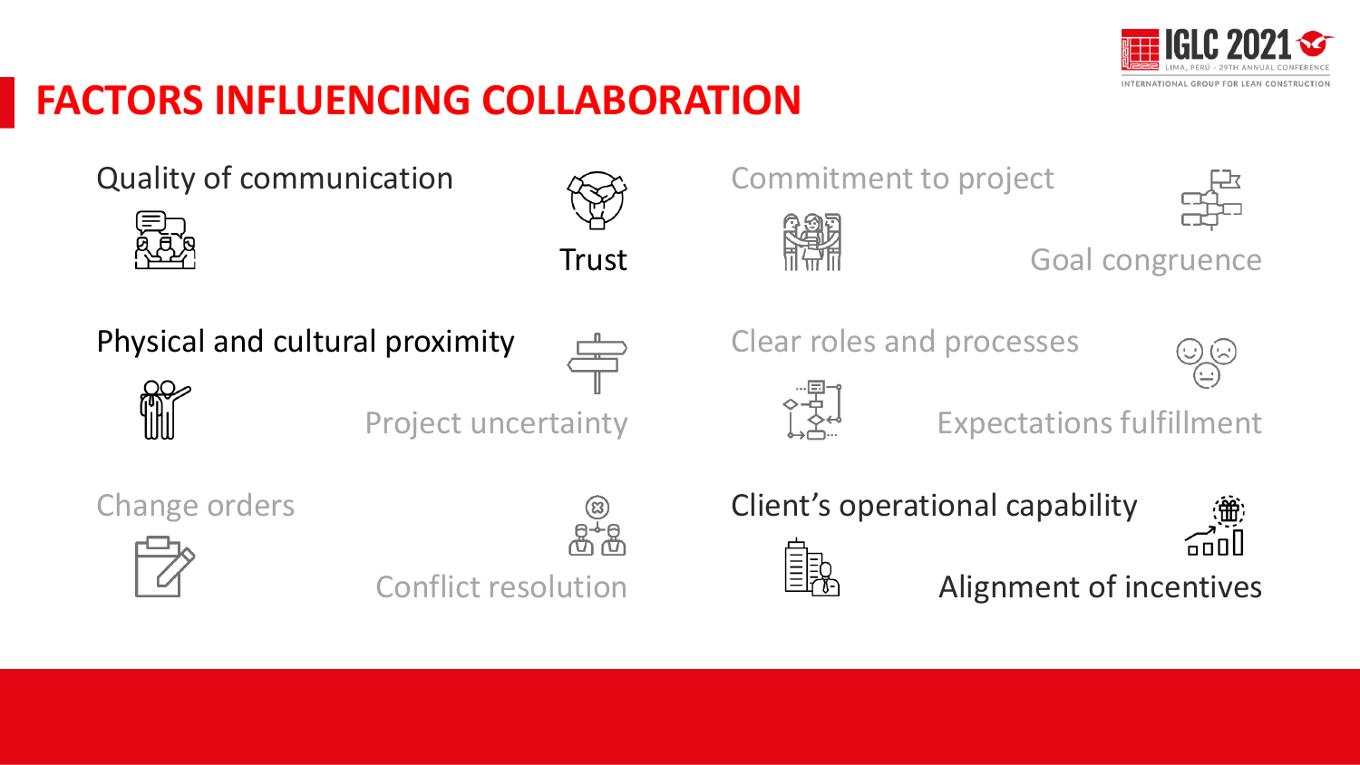# FACTORS INFLUENCING COLLABORATION

- Quality of communication
- Trust
- Commitment to project
- Goal congruence
- Physical and cultural proximity
- Project uncertainty
- Clear roles and processes
- Expectations fulfillment
- Change orders
- Conflict resolution
- Client's operational capability
- Alignment of incentives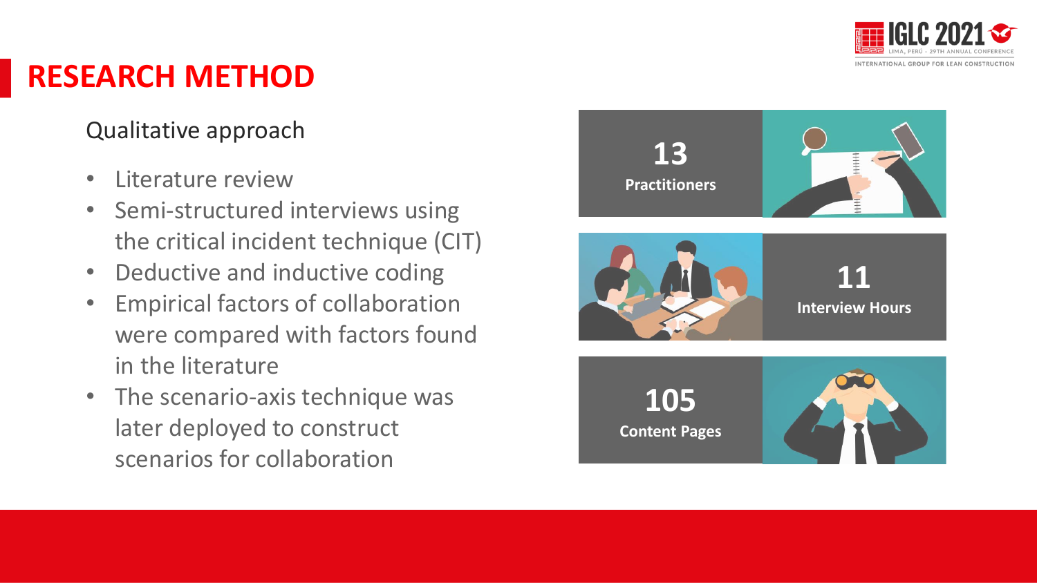# RESEARCH METHOD

Qualitative approach

- Literature review
- Semi-structured interviews using the critical incident technique (CIT)
- Deductive and inductive coding
- Empirical factors of collaboration were compared with factors found in the literature
- The scenario-axis technique was later deployed to construct scenarios for collaboration

**13**
**Practitioners**

**11**
**Interview Hours**

**105**
**Content Pages**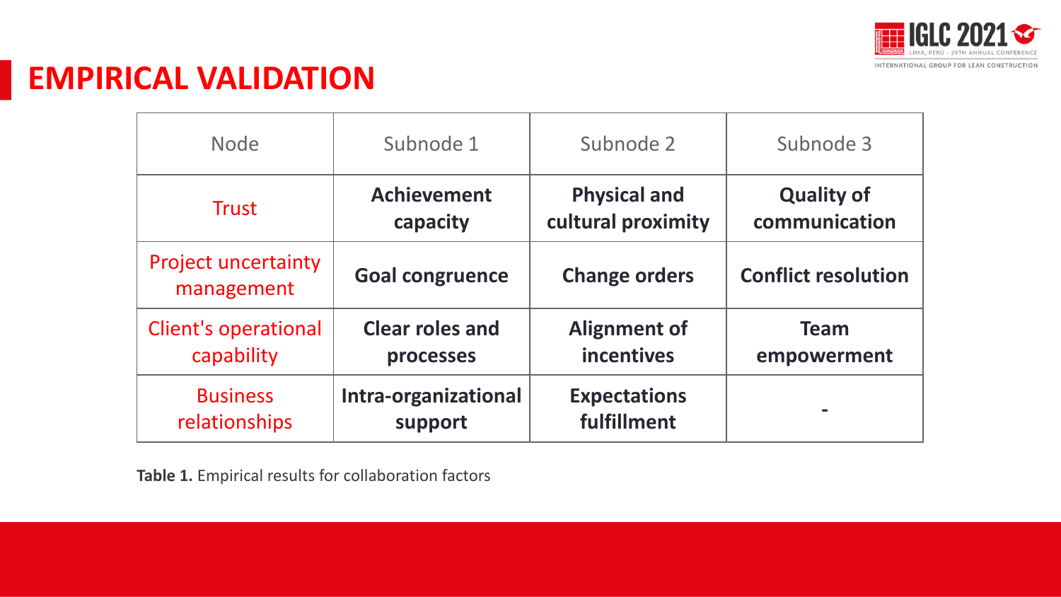# EMPIRICAL VALIDATION

| Node | Subnode 1 | Subnode 2 | Subnode 3 |
|---|---|---|---|
| Trust | **Achievement capacity** | **Physical and cultural proximity** | **Quality of communication** |
| Project uncertainty management | **Goal congruence** | **Change orders** | **Conflict resolution** |
| Client's operational capability | **Clear roles and processes** | **Alignment of incentives** | **Team empowerment** |
| Business relationships | **Intra-organizational support** | **Expectations fulfillment** | **-** |

**Table 1.** Empirical results for collaboration factors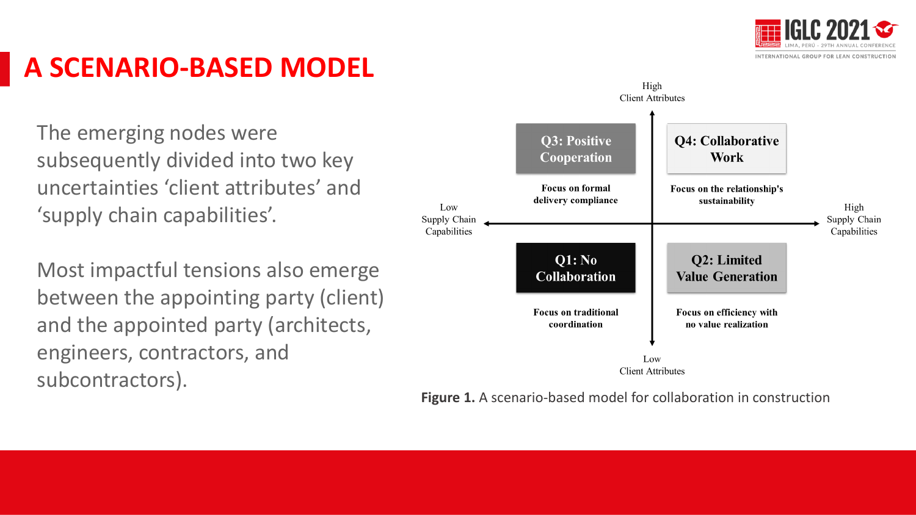# A SCENARIO-BASED MODEL

The emerging nodes were subsequently divided into two key uncertainties 'client attributes' and 'supply chain capabilities'.

Most impactful tensions also emerge between the appointing party (client) and the appointed party (architects, engineers, contractors, and subcontractors).

High Client Attributes

**Q3: Positive Cooperation**

**Focus on formal delivery compliance**

**Q4: Collaborative Work**

**Focus on the relationship's sustainability**

Low Supply Chain Capabilities

High Supply Chain Capabilities

**Q1: No Collaboration**

**Focus on traditional coordination**

**Q2: Limited Value Generation**

**Focus on efficiency with no value realization**

Low Client Attributes

**Figure 1.** A scenario-based model for collaboration in construction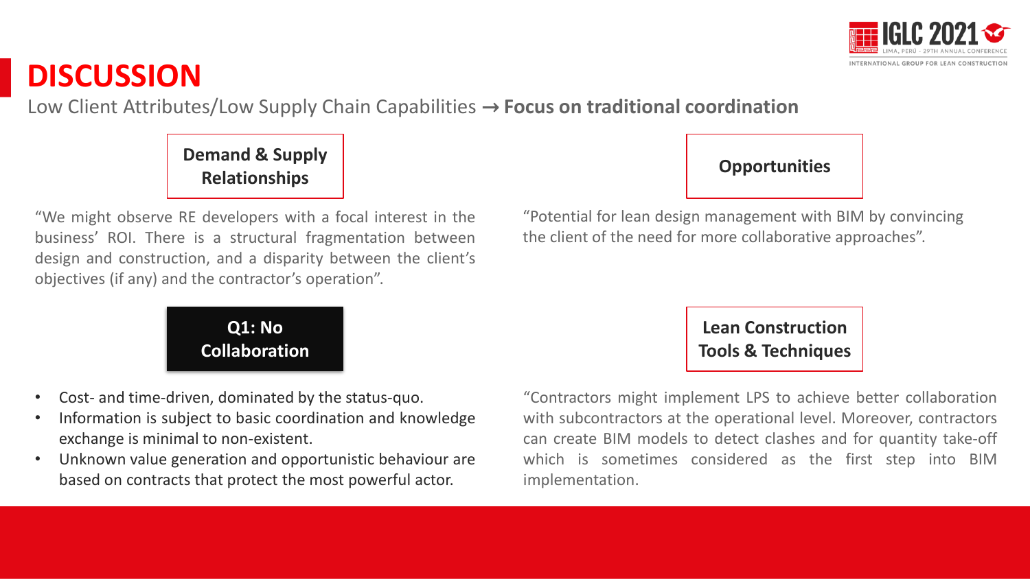# DISCUSSION

Low Client Attributes/Low Supply Chain Capabilities → **Focus on traditional coordination**

### Demand & Supply Relationships

"We might observe RE developers with a focal interest in the business' ROI. There is a structural fragmentation between design and construction, and a disparity between the client's objectives (if any) and the contractor's operation".

### Q1: No Collaboration

- Cost- and time-driven, dominated by the status-quo.
- Information is subject to basic coordination and knowledge exchange is minimal to non-existent.
- Unknown value generation and opportunistic behaviour are based on contracts that protect the most powerful actor.

### Opportunities

"Potential for lean design management with BIM by convincing the client of the need for more collaborative approaches".

### Lean Construction Tools & Techniques

"Contractors might implement LPS to achieve better collaboration with subcontractors at the operational level. Moreover, contractors can create BIM models to detect clashes and for quantity take-off which is sometimes considered as the first step into BIM implementation.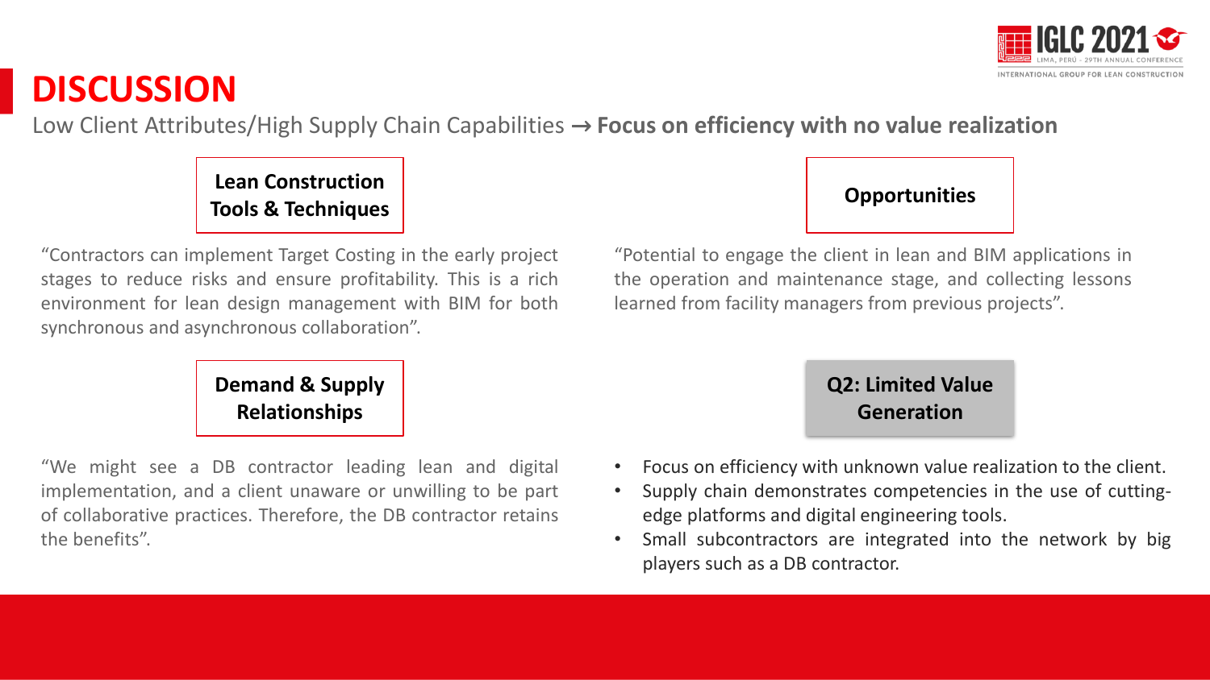# DISCUSSION

Low Client Attributes/High Supply Chain Capabilities → **Focus on efficiency with no value realization**

**Lean Construction Tools & Techniques**

"Contractors can implement Target Costing in the early project stages to reduce risks and ensure profitability. This is a rich environment for lean design management with BIM for both synchronous and asynchronous collaboration".

**Demand & Supply Relationships**

"We might see a DB contractor leading lean and digital implementation, and a client unaware or unwilling to be part of collaborative practices. Therefore, the DB contractor retains the benefits".

**Opportunities**

"Potential to engage the client in lean and BIM applications in the operation and maintenance stage, and collecting lessons learned from facility managers from previous projects".

**Q2: Limited Value Generation**

- Focus on efficiency with unknown value realization to the client.
- Supply chain demonstrates competencies in the use of cutting-edge platforms and digital engineering tools.
- Small subcontractors are integrated into the network by big players such as a DB contractor.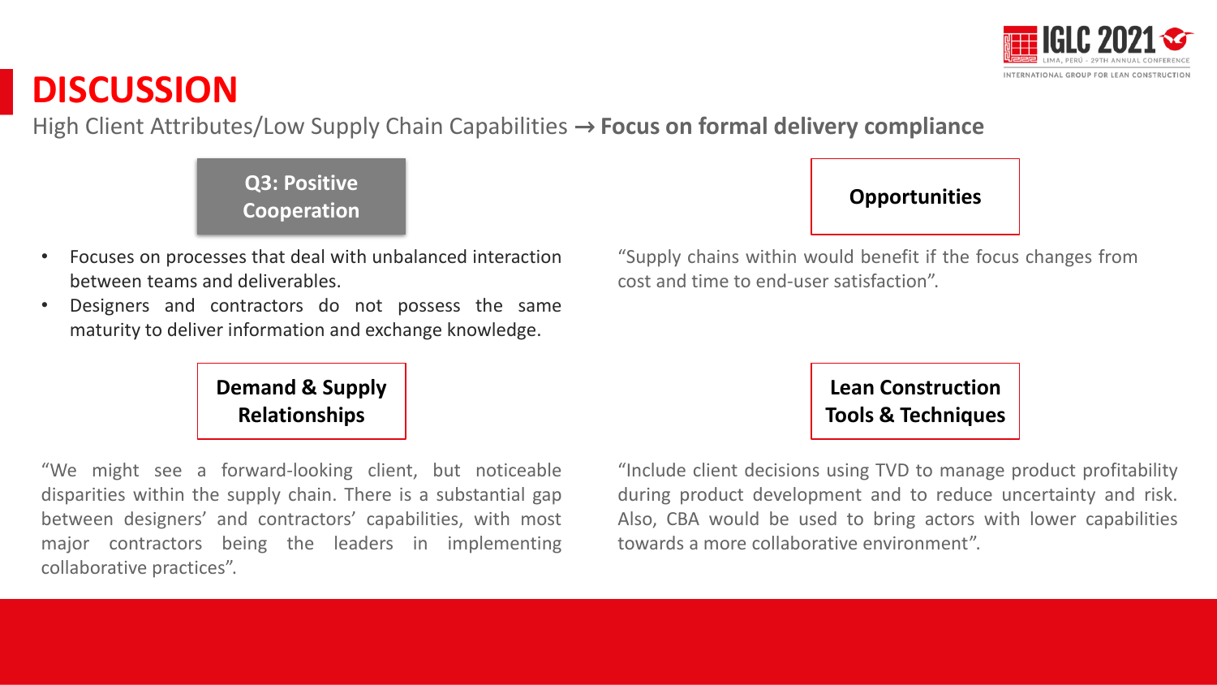# DISCUSSION

High Client Attributes/Low Supply Chain Capabilities → **Focus on formal delivery compliance**

## Q3: Positive Cooperation

- Focuses on processes that deal with unbalanced interaction between teams and deliverables.
- Designers and contractors do not possess the same maturity to deliver information and exchange knowledge.

## Opportunities

"Supply chains within would benefit if the focus changes from cost and time to end-user satisfaction".

## Demand & Supply Relationships

"We might see a forward-looking client, but noticeable disparities within the supply chain. There is a substantial gap between designers' and contractors' capabilities, with most major contractors being the leaders in implementing collaborative practices".

## Lean Construction Tools & Techniques

"Include client decisions using TVD to manage product profitability during product development and to reduce uncertainty and risk. Also, CBA would be used to bring actors with lower capabilities towards a more collaborative environment".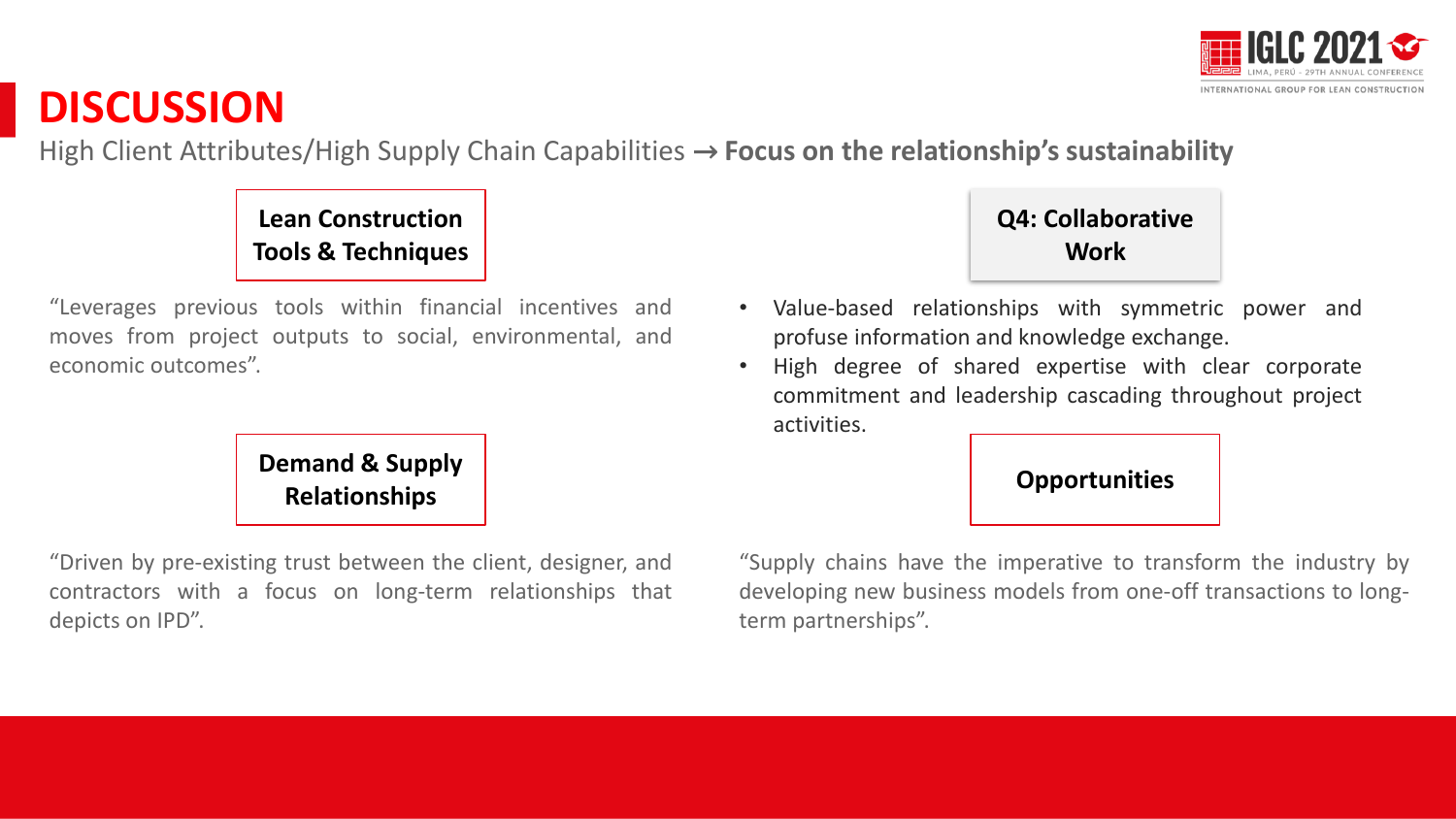# DISCUSSION

High Client Attributes/High Supply Chain Capabilities → **Focus on the relationship's sustainability**

**Lean Construction Tools & Techniques**

"Leverages previous tools within financial incentives and moves from project outputs to social, environmental, and economic outcomes".

**Demand & Supply Relationships**

"Driven by pre-existing trust between the client, designer, and contractors with a focus on long-term relationships that depicts on IPD".

**Q4: Collaborative Work**

- Value-based relationships with symmetric power and profuse information and knowledge exchange.
- High degree of shared expertise with clear corporate commitment and leadership cascading throughout project activities.

**Opportunities**

"Supply chains have the imperative to transform the industry by developing new business models from one-off transactions to long-term partnerships".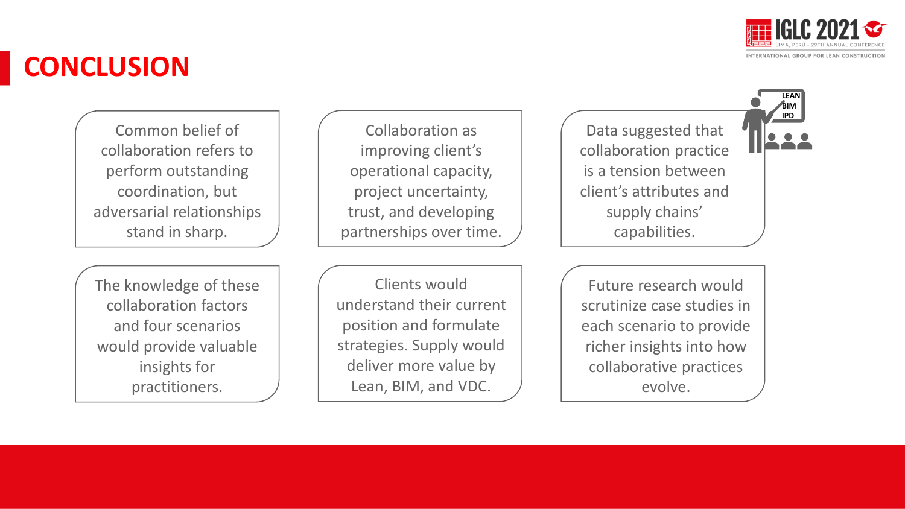# CONCLUSION

Common belief of collaboration refers to perform outstanding coordination, but adversarial relationships stand in sharp.

Collaboration as improving client's operational capacity, project uncertainty, trust, and developing partnerships over time.

Data suggested that collaboration practice is a tension between client's attributes and supply chains' capabilities.

The knowledge of these collaboration factors and four scenarios would provide valuable insights for practitioners.

Clients would understand their current position and formulate strategies. Supply would deliver more value by Lean, BIM, and VDC.

Future research would scrutinize case studies in each scenario to provide richer insights into how collaborative practices evolve.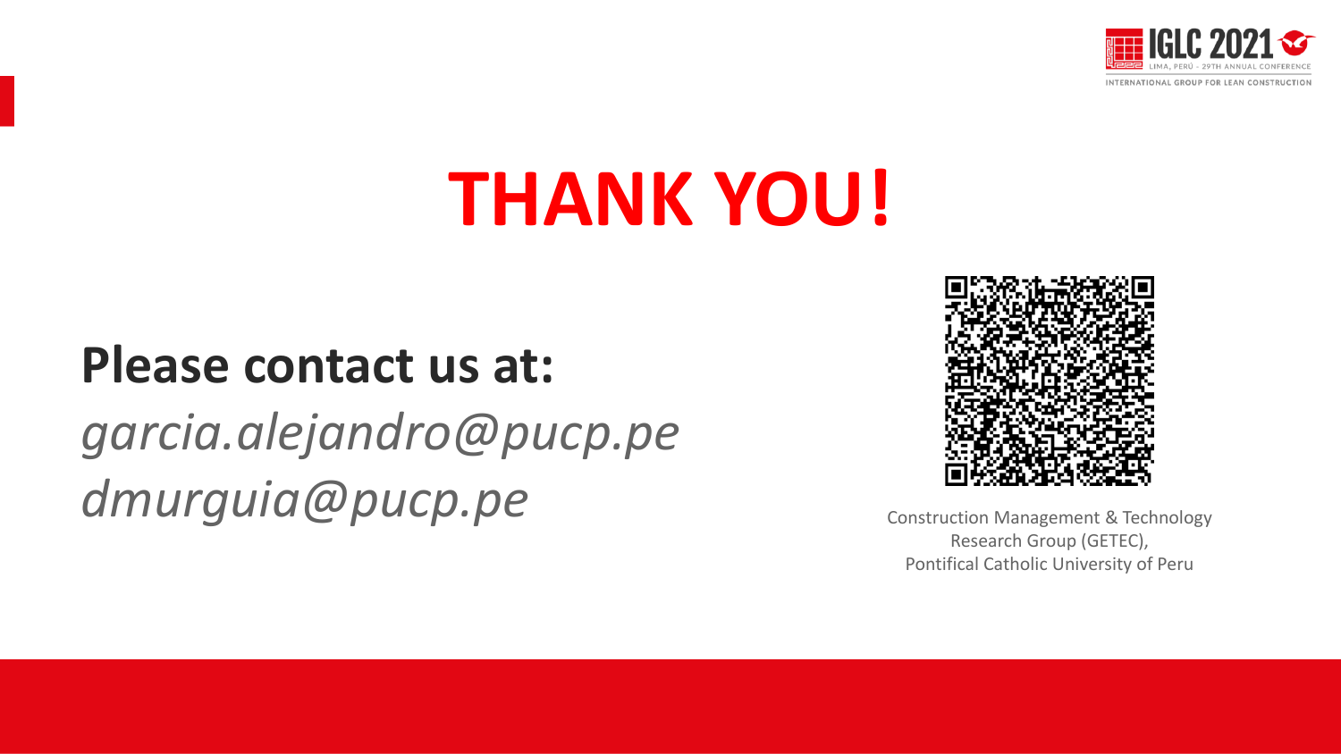# THANK YOU!

**Please contact us at:**

*garcia.alejandro@pucp.pe*

*dmurguia@pucp.pe*

Construction Management & Technology Research Group (GETEC), Pontifical Catholic University of Peru